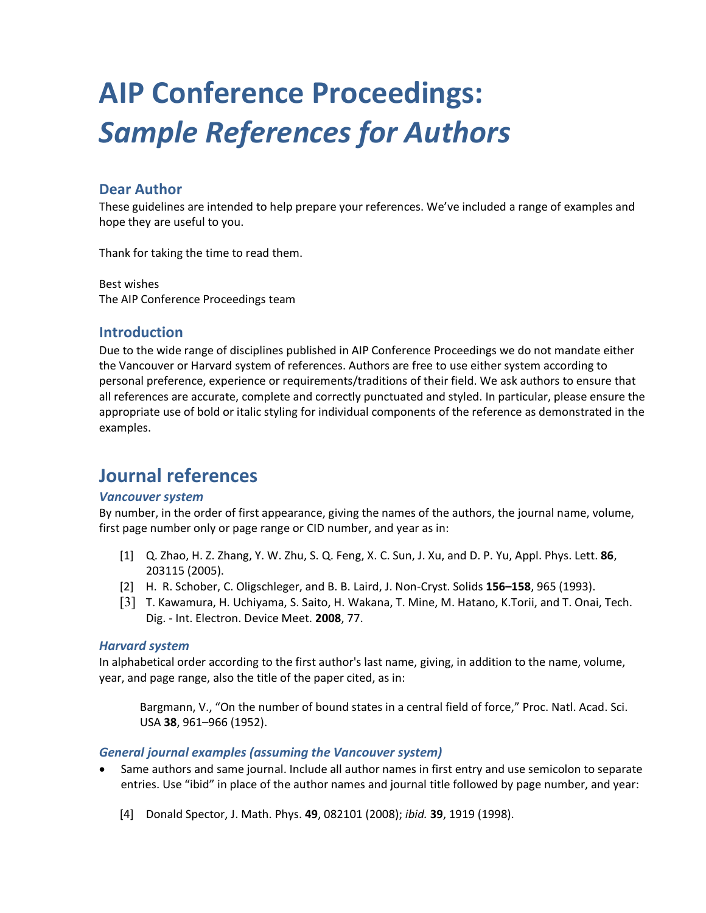# AIP Conference Proceedings: *Sample References for Authors*

## Dear Author

These guidelines are intended to help prepare your references. We've included a range of examples and hope they are useful to you.

Thank for taking the time to read them.

Best wishes
The AIP Conference Proceedings team

## Introduction

Due to the wide range of disciplines published in AIP Conference Proceedings we do not mandate either the Vancouver or Harvard system of references. Authors are free to use either system according to personal preference, experience or requirements/traditions of their field. We ask authors to ensure that all references are accurate, complete and correctly punctuated and styled. In particular, please ensure the appropriate use of bold or italic styling for individual components of the reference as demonstrated in the examples.

# Journal references

### *Vancouver system*

By number, in the order of first appearance, giving the names of the authors, the journal name, volume, first page number only or page range or CID number, and year as in:

[1] Q. Zhao, H. Z. Zhang, Y. W. Zhu, S. Q. Feng, X. C. Sun, J. Xu, and D. P. Yu, Appl. Phys. Lett. **86**, 203115 (2005).
[2] H. R. Schober, C. Oligschleger, and B. B. Laird, J. Non-Cryst. Solids **156–158**, 965 (1993).
[3] T. Kawamura, H. Uchiyama, S. Saito, H. Wakana, T. Mine, M. Hatano, K.Torii, and T. Onai, Tech. Dig. - Int. Electron. Device Meet. **2008**, 77.

### *Harvard system*

In alphabetical order according to the first author's last name, giving, in addition to the name, volume, year, and page range, also the title of the paper cited, as in:

Bargmann, V., "On the number of bound states in a central field of force," Proc. Natl. Acad. Sci. USA **38**, 961–966 (1952).

### *General journal examples (assuming the Vancouver system)*

- Same authors and same journal. Include all author names in first entry and use semicolon to separate entries. Use "ibid" in place of the author names and journal title followed by page number, and year:

[4] Donald Spector, J. Math. Phys. **49**, 082101 (2008); *ibid.* **39**, 1919 (1998).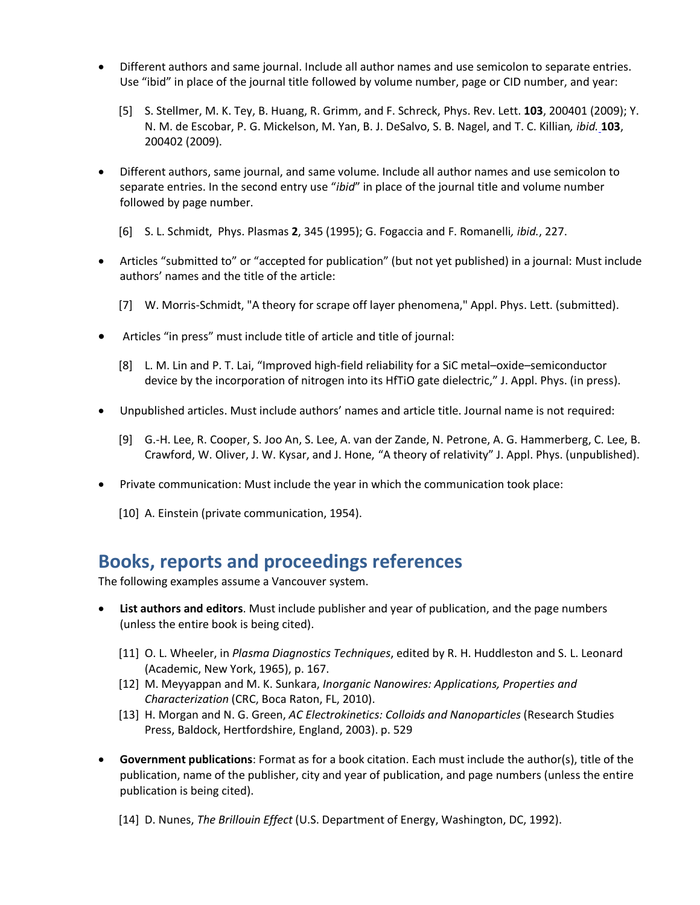- Different authors and same journal. Include all author names and use semicolon to separate entries. Use "ibid" in place of the journal title followed by volume number, page or CID number, and year:

  [5] S. Stellmer, M. K. Tey, B. Huang, R. Grimm, and F. Schreck, Phys. Rev. Lett. **103**, 200401 (2009); Y. N. M. de Escobar, P. G. Mickelson, M. Yan, B. J. DeSalvo, S. B. Nagel, and T. C. Killian*, ibid.* **103**, 200402 (2009).

- Different authors, same journal, and same volume. Include all author names and use semicolon to separate entries. In the second entry use "*ibid*" in place of the journal title and volume number followed by page number.

  [6] S. L. Schmidt, Phys. Plasmas **2**, 345 (1995); G. Fogaccia and F. Romanelli*, ibid.*, 227.

- Articles "submitted to" or "accepted for publication" (but not yet published) in a journal: Must include authors' names and the title of the article:

  [7] W. Morris-Schmidt, "A theory for scrape off layer phenomena," Appl. Phys. Lett. (submitted).

- Articles "in press" must include title of article and title of journal:

  [8] L. M. Lin and P. T. Lai, "Improved high-field reliability for a SiC metal–oxide–semiconductor device by the incorporation of nitrogen into its HfTiO gate dielectric," J. Appl. Phys. (in press).

- Unpublished articles. Must include authors' names and article title. Journal name is not required:

  [9] G.-H. Lee, R. Cooper, S. Joo An, S. Lee, A. van der Zande, N. Petrone, A. G. Hammerberg, C. Lee, B. Crawford, W. Oliver, J. W. Kysar, and J. Hone, "A theory of relativity" J. Appl. Phys. (unpublished).

- Private communication: Must include the year in which the communication took place:

  [10] A. Einstein (private communication, 1954).

## Books, reports and proceedings references

The following examples assume a Vancouver system.

- **List authors and editors**. Must include publisher and year of publication, and the page numbers (unless the entire book is being cited).

  [11] O. L. Wheeler, in *Plasma Diagnostics Techniques*, edited by R. H. Huddleston and S. L. Leonard (Academic, New York, 1965), p. 167.
  [12] M. Meyyappan and M. K. Sunkara, *Inorganic Nanowires: Applications, Properties and Characterization* (CRC, Boca Raton, FL, 2010).
  [13] H. Morgan and N. G. Green, *AC Electrokinetics: Colloids and Nanoparticles* (Research Studies Press, Baldock, Hertfordshire, England, 2003). p. 529

- **Government publications**: Format as for a book citation. Each must include the author(s), title of the publication, name of the publisher, city and year of publication, and page numbers (unless the entire publication is being cited).

  [14] D. Nunes, *The Brillouin Effect* (U.S. Department of Energy, Washington, DC, 1992).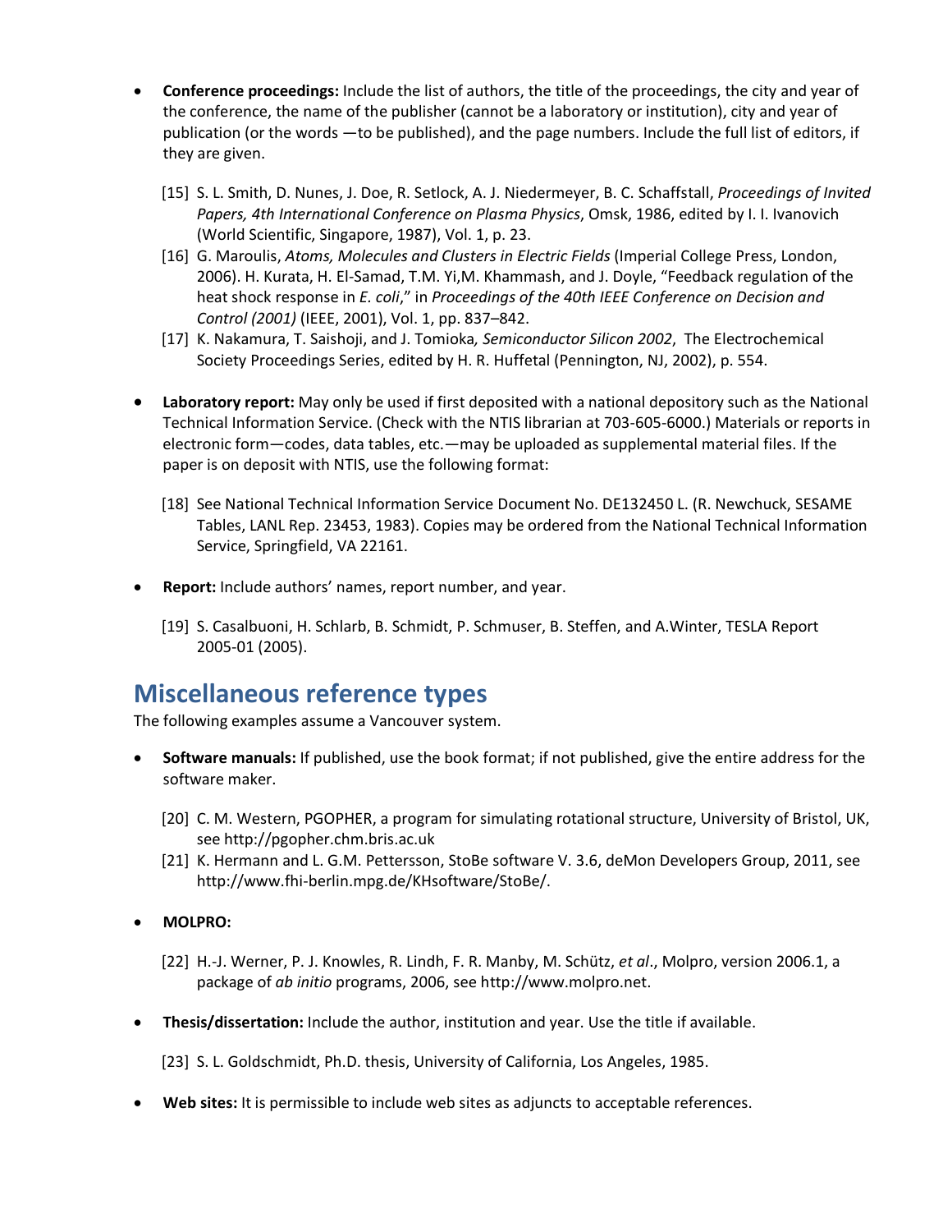- **Conference proceedings:** Include the list of authors, the title of the proceedings, the city and year of the conference, the name of the publisher (cannot be a laboratory or institution), city and year of publication (or the words —to be published), and the page numbers. Include the full list of editors, if they are given.

  [15] S. L. Smith, D. Nunes, J. Doe, R. Setlock, A. J. Niedermeyer, B. C. Schaffstall, *Proceedings of Invited Papers, 4th International Conference on Plasma Physics*, Omsk, 1986, edited by I. I. Ivanovich (World Scientific, Singapore, 1987), Vol. 1, p. 23.

  [16] G. Maroulis, *Atoms, Molecules and Clusters in Electric Fields* (Imperial College Press, London, 2006). H. Kurata, H. El-Samad, T.M. Yi,M. Khammash, and J. Doyle, "Feedback regulation of the heat shock response in *E. coli*," in *Proceedings of the 40th IEEE Conference on Decision and Control (2001)* (IEEE, 2001), Vol. 1, pp. 837–842.

  [17] K. Nakamura, T. Saishoji, and J. Tomioka*, Semiconductor Silicon 2002*, The Electrochemical Society Proceedings Series, edited by H. R. Huffetal (Pennington, NJ, 2002), p. 554.

- **Laboratory report:** May only be used if first deposited with a national depository such as the National Technical Information Service. (Check with the NTIS librarian at 703-605-6000.) Materials or reports in electronic form—codes, data tables, etc.—may be uploaded as supplemental material files. If the paper is on deposit with NTIS, use the following format:

  [18] See National Technical Information Service Document No. DE132450 L. (R. Newchuck, SESAME Tables, LANL Rep. 23453, 1983). Copies may be ordered from the National Technical Information Service, Springfield, VA 22161.

- **Report:** Include authors' names, report number, and year.

  [19] S. Casalbuoni, H. Schlarb, B. Schmidt, P. Schmuser, B. Steffen, and A.Winter, TESLA Report 2005-01 (2005).

## Miscellaneous reference types

The following examples assume a Vancouver system.

- **Software manuals:** If published, use the book format; if not published, give the entire address for the software maker.

  [20] C. M. Western, PGOPHER, a program for simulating rotational structure, University of Bristol, UK, see http://pgopher.chm.bris.ac.uk

  [21] K. Hermann and L. G.M. Pettersson, StoBe software V. 3.6, deMon Developers Group, 2011, see http://www.fhi-berlin.mpg.de/KHsoftware/StoBe/.

- **MOLPRO:**

  [22] H.-J. Werner, P. J. Knowles, R. Lindh, F. R. Manby, M. Schütz, *et al*., Molpro, version 2006.1, a package of *ab initio* programs, 2006, see http://www.molpro.net.

- **Thesis/dissertation:** Include the author, institution and year. Use the title if available.

  [23] S. L. Goldschmidt, Ph.D. thesis, University of California, Los Angeles, 1985.

- **Web sites:** It is permissible to include web sites as adjuncts to acceptable references.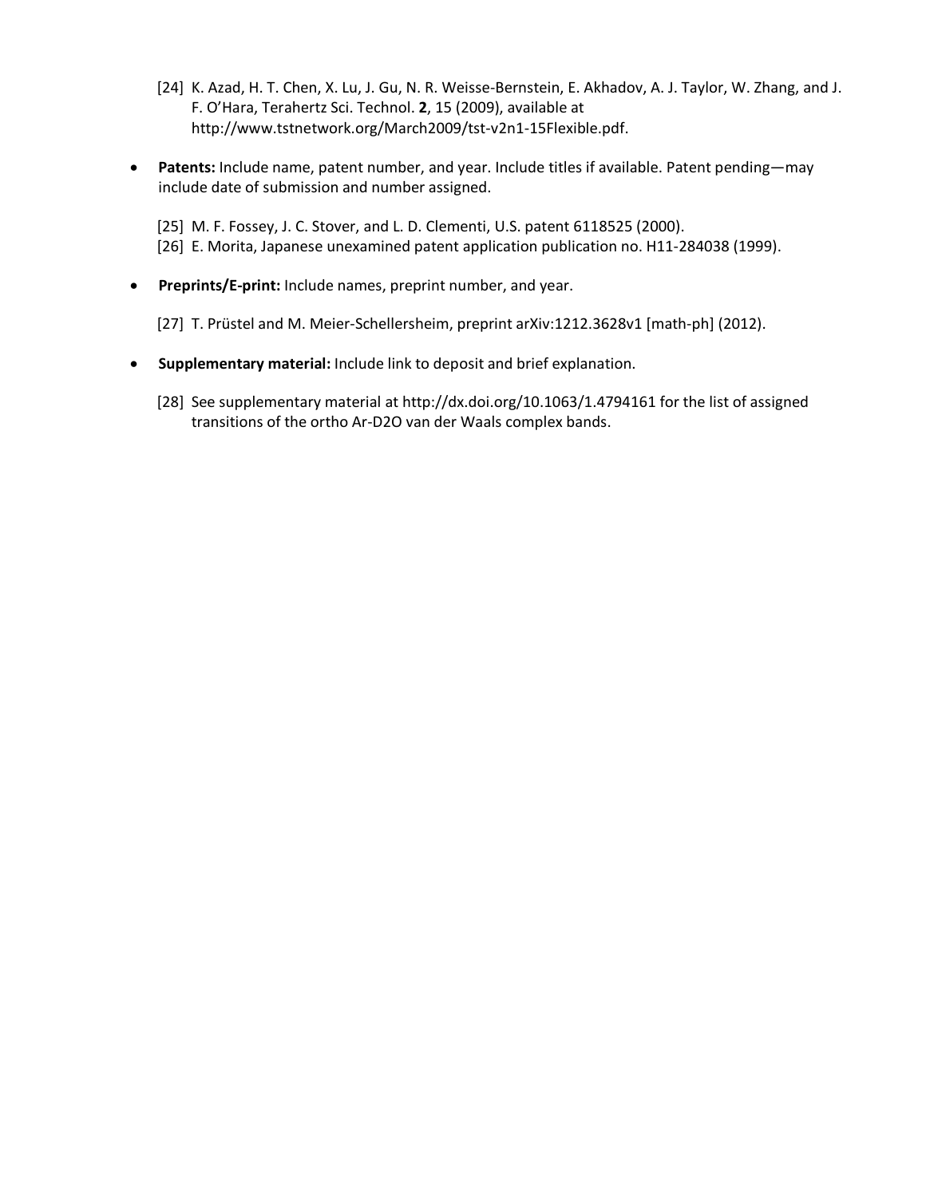[24] K. Azad, H. T. Chen, X. Lu, J. Gu, N. R. Weisse-Bernstein, E. Akhadov, A. J. Taylor, W. Zhang, and J. F. O'Hara, Terahertz Sci. Technol. **2**, 15 (2009), available at http://www.tstnetwork.org/March2009/tst-v2n1-15Flexible.pdf.

- **Patents:** Include name, patent number, and year. Include titles if available. Patent pending—may include date of submission and number assigned.

  [25] M. F. Fossey, J. C. Stover, and L. D. Clementi, U.S. patent 6118525 (2000).

  [26] E. Morita, Japanese unexamined patent application publication no. H11-284038 (1999).

- **Preprints/E-print:** Include names, preprint number, and year.

  [27] T. Prüstel and M. Meier-Schellersheim, preprint arXiv:1212.3628v1 [math-ph] (2012).

- **Supplementary material:** Include link to deposit and brief explanation.

  [28] See supplementary material at http://dx.doi.org/10.1063/1.4794161 for the list of assigned transitions of the ortho Ar-D2O van der Waals complex bands.